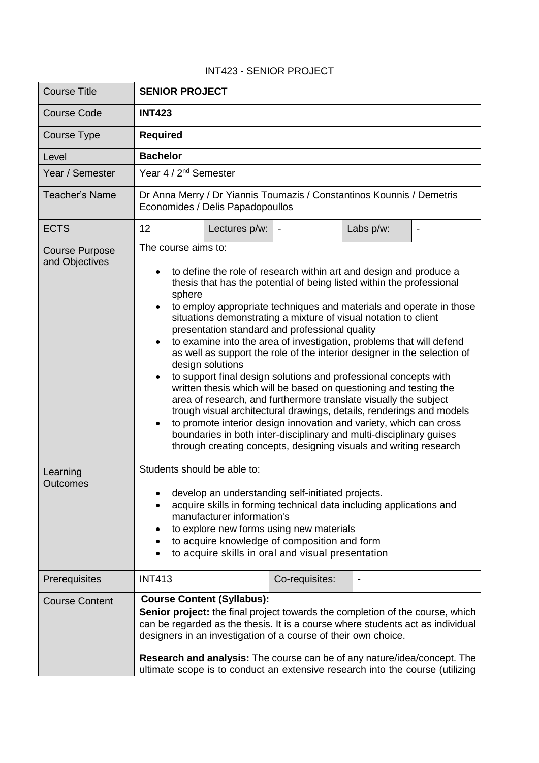INT423 - SENIOR PROJECT

| Course Title | **SENIOR PROJECT** | | | | |
|---|---|---|---|---|---|
| Course Code | **INT423** | | | | |
| Course Type | **Required** | | | | |
| Level | **Bachelor** | | | | |
| Year / Semester | Year 4 / 2nd Semester | | | | |
| Teacher's Name | Dr Anna Merry / Dr Yiannis Toumazis / Constantinos Kounnis / Demetris Economides / Delis Papadopoullos | | | | |
| ECTS | 12 | Lectures p/w: | - | Labs p/w: | - |
| Course Purpose and Objectives | The course aims to:<br>• to define the role of research within art and design and produce a thesis that has the potential of being listed within the professional sphere<br>• to employ appropriate techniques and materials and operate in those situations demonstrating a mixture of visual notation to client presentation standard and professional quality<br>• to examine into the area of investigation, problems that will defend as well as support the role of the interior designer in the selection of design solutions<br>• to support final design solutions and professional concepts with written thesis which will be based on questioning and testing the area of research, and furthermore translate visually the subject trough visual architectural drawings, details, renderings and models<br>• to promote interior design innovation and variety, which can cross boundaries in both inter-disciplinary and multi-disciplinary guises through creating concepts, designing visuals and writing research | | | | |
| Learning Outcomes | Students should be able to:<br>• develop an understanding self-initiated projects.<br>• acquire skills in forming technical data including applications and manufacturer information's<br>• to explore new forms using new materials<br>• to acquire knowledge of composition and form<br>• to acquire skills in oral and visual presentation | | | | |
| Prerequisites | INT413 | | Co-requisites: | - | |
| Course Content | **Course Content (Syllabus):**<br>**Senior project:** the final project towards the completion of the course, which can be regarded as the thesis. It is a course where students act as individual designers in an investigation of a course of their own choice.<br><br>**Research and analysis:** The course can be of any nature/idea/concept. The ultimate scope is to conduct an extensive research into the course (utilizing | | | | |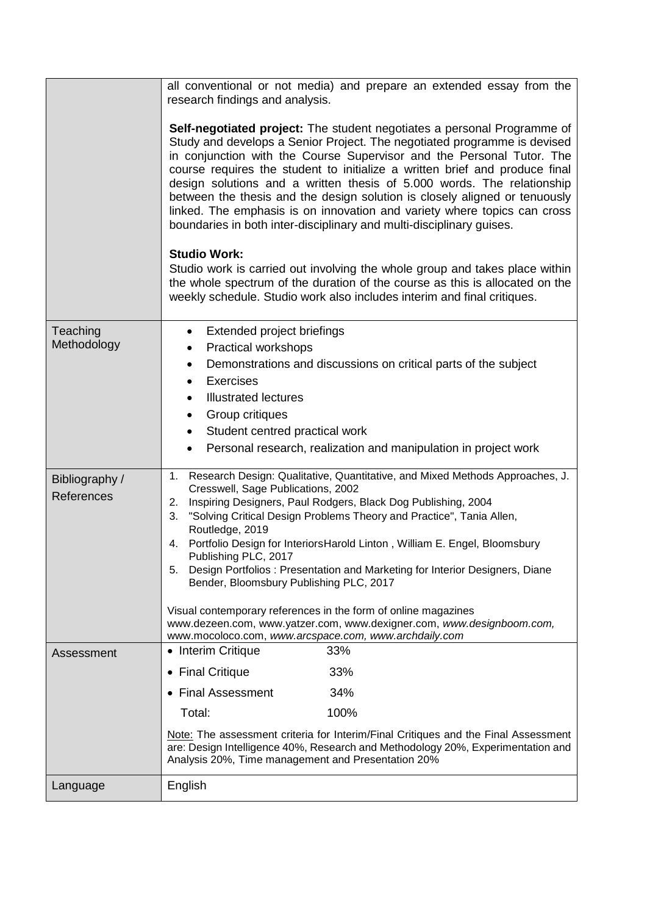| | |
|---|---|
| | all conventional or not media) and prepare an extended essay from the research findings and analysis.<br><br>**Self-negotiated project:** The student negotiates a personal Programme of Study and develops a Senior Project. The negotiated programme is devised in conjunction with the Course Supervisor and the Personal Tutor. The course requires the student to initialize a written brief and produce final design solutions and a written thesis of 5.000 words. The relationship between the thesis and the design solution is closely aligned or tenuously linked. The emphasis is on innovation and variety where topics can cross boundaries in both inter-disciplinary and multi-disciplinary guises.<br><br>**Studio Work:**<br>Studio work is carried out involving the whole group and takes place within the whole spectrum of the duration of the course as this is allocated on the weekly schedule. Studio work also includes interim and final critiques. |
| Teaching Methodology | • Extended project briefings<br>• Practical workshops<br>• Demonstrations and discussions on critical parts of the subject<br>• Exercises<br>• Illustrated lectures<br>• Group critiques<br>• Student centred practical work<br>• Personal research, realization and manipulation in project work |
| Bibliography / References | 1. Research Design: Qualitative, Quantitative, and Mixed Methods Approaches, J. Cresswell, Sage Publications, 2002<br>2. Inspiring Designers, Paul Rodgers, Black Dog Publishing, 2004<br>3. "Solving Critical Design Problems Theory and Practice", Tania Allen, Routledge, 2019<br>4. Portfolio Design for InteriorsHarold Linton , William E. Engel, Bloomsbury Publishing PLC, 2017<br>5. Design Portfolios : Presentation and Marketing for Interior Designers, Diane Bender, Bloomsbury Publishing PLC, 2017<br><br>Visual contemporary references in the form of online magazines<br>www.dezeen.com, www.yatzer.com, www.dexigner.com, *www.designboom.com,* www.mocoloco.com, *www.arcspace.com, www.archdaily.com* |
| Assessment | • Interim Critique 33%<br>• Final Critique 33%<br>• Final Assessment 34%<br>Total: 100%<br><br><u>Note:</u> The assessment criteria for Interim/Final Critiques and the Final Assessment are: Design Intelligence 40%, Research and Methodology 20%, Experimentation and Analysis 20%, Time management and Presentation 20% |
| Language | English |